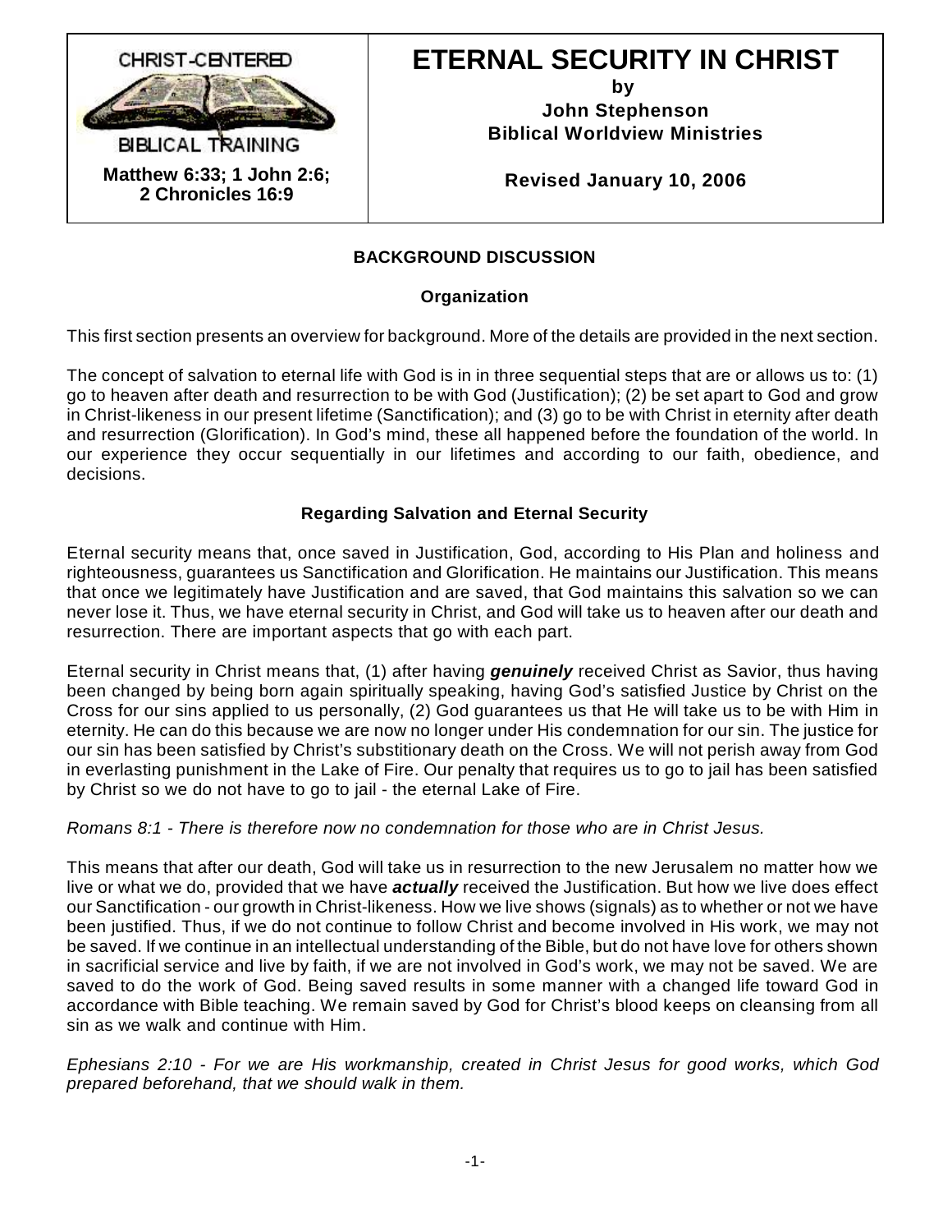CHRIST-CENTERED BIBLICAL TRAINING

**Matthew 6:33; 1 John 2:6; 2 Chronicles 16:9**

# ETERNAL SECURITY IN CHRIST

**by**
**John Stephenson**
**Biblical Worldview Ministries**

**Revised January 10, 2006**

## BACKGROUND DISCUSSION

### Organization

This first section presents an overview for background. More of the details are provided in the next section.

The concept of salvation to eternal life with God is in in three sequential steps that are or allows us to: (1) go to heaven after death and resurrection to be with God (Justification); (2) be set apart to God and grow in Christ-likeness in our present lifetime (Sanctification); and (3) go to be with Christ in eternity after death and resurrection (Glorification). In God's mind, these all happened before the foundation of the world. In our experience they occur sequentially in our lifetimes and according to our faith, obedience, and decisions.

### Regarding Salvation and Eternal Security

Eternal security means that, once saved in Justification, God, according to His Plan and holiness and righteousness, guarantees us Sanctification and Glorification. He maintains our Justification. This means that once we legitimately have Justification and are saved, that God maintains this salvation so we can never lose it. Thus, we have eternal security in Christ, and God will take us to heaven after our death and resurrection. There are important aspects that go with each part.

Eternal security in Christ means that, (1) after having ***genuinely*** received Christ as Savior, thus having been changed by being born again spiritually speaking, having God's satisfied Justice by Christ on the Cross for our sins applied to us personally, (2) God guarantees us that He will take us to be with Him in eternity. He can do this because we are now no longer under His condemnation for our sin. The justice for our sin has been satisfied by Christ's substitionary death on the Cross. We will not perish away from God in everlasting punishment in the Lake of Fire. Our penalty that requires us to go to jail has been satisfied by Christ so we do not have to go to jail - the eternal Lake of Fire.

*Romans 8:1 - There is therefore now no condemnation for those who are in Christ Jesus.*

This means that after our death, God will take us in resurrection to the new Jerusalem no matter how we live or what we do, provided that we have ***actually*** received the Justification. But how we live does effect our Sanctification - our growth in Christ-likeness. How we live shows (signals) as to whether or not we have been justified. Thus, if we do not continue to follow Christ and become involved in His work, we may not be saved. If we continue in an intellectual understanding of the Bible, but do not have love for others shown in sacrificial service and live by faith, if we are not involved in God's work, we may not be saved. We are saved to do the work of God. Being saved results in some manner with a changed life toward God in accordance with Bible teaching. We remain saved by God for Christ's blood keeps on cleansing from all sin as we walk and continue with Him.

*Ephesians 2:10 - For we are His workmanship, created in Christ Jesus for good works, which God prepared beforehand, that we should walk in them.*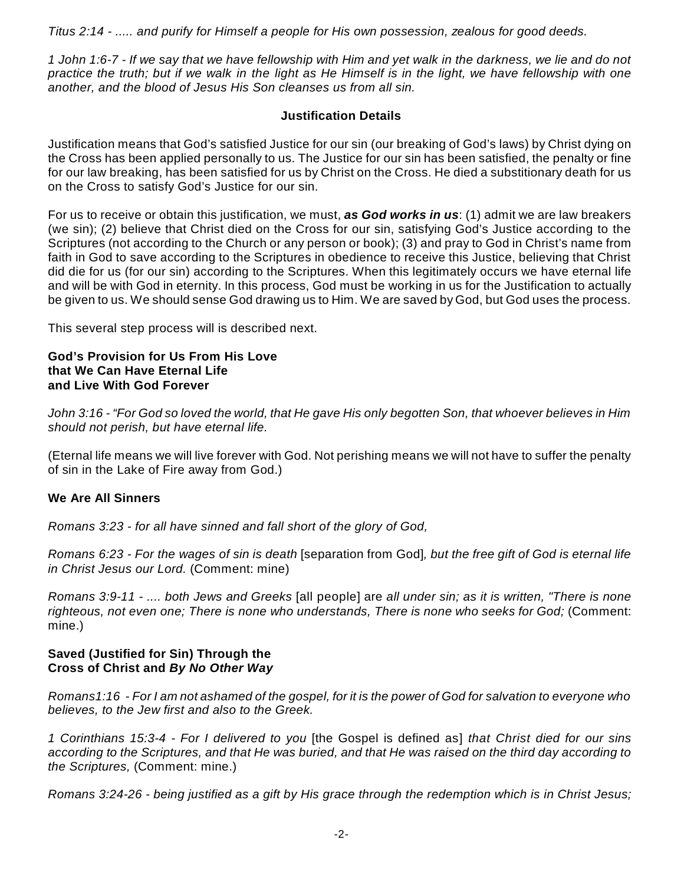*Titus 2:14 - ..... and purify for Himself a people for His own possession, zealous for good deeds.*

*1 John 1:6-7 - If we say that we have fellowship with Him and yet walk in the darkness, we lie and do not practice the truth; but if we walk in the light as He Himself is in the light, we have fellowship with one another, and the blood of Jesus His Son cleanses us from all sin.*

**Justification Details**

Justification means that God's satisfied Justice for our sin (our breaking of God's laws) by Christ dying on the Cross has been applied personally to us. The Justice for our sin has been satisfied, the penalty or fine for our law breaking, has been satisfied for us by Christ on the Cross. He died a substitionary death for us on the Cross to satisfy God's Justice for our sin.

For us to receive or obtain this justification, we must, ***as God works in us***: (1) admit we are law breakers (we sin); (2) believe that Christ died on the Cross for our sin, satisfying God's Justice according to the Scriptures (not according to the Church or any person or book); (3) and pray to God in Christ's name from faith in God to save according to the Scriptures in obedience to receive this Justice, believing that Christ did die for us (for our sin) according to the Scriptures. When this legitimately occurs we have eternal life and will be with God in eternity. In this process, God must be working in us for the Justification to actually be given to us. We should sense God drawing us to Him. We are saved by God, but God uses the process.

This several step process will is described next.

**God's Provision for Us From His Love**
**that We Can Have Eternal Life**
**and Live With God Forever**

*John 3:16 - "For God so loved the world, that He gave His only begotten Son, that whoever believes in Him should not perish, but have eternal life.*

(Eternal life means we will live forever with God. Not perishing means we will not have to suffer the penalty of sin in the Lake of Fire away from God.)

**We Are All Sinners**

*Romans 3:23 - for all have sinned and fall short of the glory of God,*

*Romans 6:23 - For the wages of sin is death* [separation from God]*, but the free gift of God is eternal life in Christ Jesus our Lord.* (Comment: mine)

*Romans 3:9-11 - .... both Jews and Greeks* [all people] are *all under sin; as it is written, "There is none righteous, not even one; There is none who understands, There is none who seeks for God;* (Comment: mine.)

**Saved (Justified for Sin) Through the**
**Cross of Christ and *By No Other Way***

*Romans1:16 - For I am not ashamed of the gospel, for it is the power of God for salvation to everyone who believes, to the Jew first and also to the Greek.*

*1 Corinthians 15:3-4 - For I delivered to you* [the Gospel is defined as] *that Christ died for our sins according to the Scriptures, and that He was buried, and that He was raised on the third day according to the Scriptures,* (Comment: mine.)

*Romans 3:24-26 - being justified as a gift by His grace through the redemption which is in Christ Jesus;*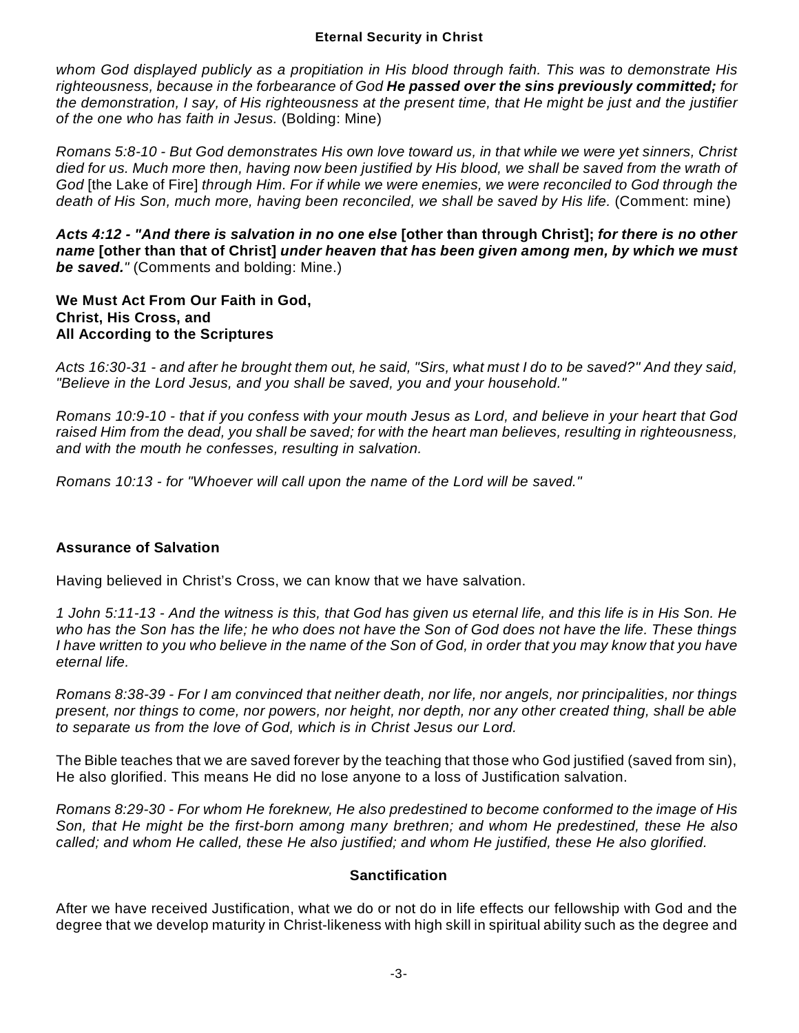*whom God displayed publicly as a propitiation in His blood through faith. This was to demonstrate His righteousness, because in the forbearance of God **He passed over the sins previously committed;** for the demonstration, I say, of His righteousness at the present time, that He might be just and the justifier of the one who has faith in Jesus.* (Bolding: Mine)

*Romans 5:8-10 - But God demonstrates His own love toward us, in that while we were yet sinners, Christ died for us. Much more then, having now been justified by His blood, we shall be saved from the wrath of God* [the Lake of Fire] *through Him. For if while we were enemies, we were reconciled to God through the death of His Son, much more, having been reconciled, we shall be saved by His life.* (Comment: mine)

***Acts 4:12 - "And there is salvation in no one else* [other than through Christ]; *for there is no other name* [other than that of Christ] *under heaven that has been given among men, by which we must be saved."*** (Comments and bolding: Mine.)

**We Must Act From Our Faith in God,**
**Christ, His Cross, and**
**All According to the Scriptures**

*Acts 16:30-31 - and after he brought them out, he said, "Sirs, what must I do to be saved?" And they said, "Believe in the Lord Jesus, and you shall be saved, you and your household."*

*Romans 10:9-10 - that if you confess with your mouth Jesus as Lord, and believe in your heart that God raised Him from the dead, you shall be saved; for with the heart man believes, resulting in righteousness, and with the mouth he confesses, resulting in salvation.*

*Romans 10:13 - for "Whoever will call upon the name of the Lord will be saved."*

**Assurance of Salvation**

Having believed in Christ's Cross, we can know that we have salvation.

*1 John 5:11-13 - And the witness is this, that God has given us eternal life, and this life is in His Son. He who has the Son has the life; he who does not have the Son of God does not have the life. These things I have written to you who believe in the name of the Son of God, in order that you may know that you have eternal life.*

*Romans 8:38-39 - For I am convinced that neither death, nor life, nor angels, nor principalities, nor things present, nor things to come, nor powers, nor height, nor depth, nor any other created thing, shall be able to separate us from the love of God, which is in Christ Jesus our Lord.*

The Bible teaches that we are saved forever by the teaching that those who God justified (saved from sin), He also glorified. This means He did no lose anyone to a loss of Justification salvation.

*Romans 8:29-30 - For whom He foreknew, He also predestined to become conformed to the image of His Son, that He might be the first-born among many brethren; and whom He predestined, these He also called; and whom He called, these He also justified; and whom He justified, these He also glorified.*

## Sanctification

After we have received Justification, what we do or not do in life effects our fellowship with God and the degree that we develop maturity in Christ-likeness with high skill in spiritual ability such as the degree and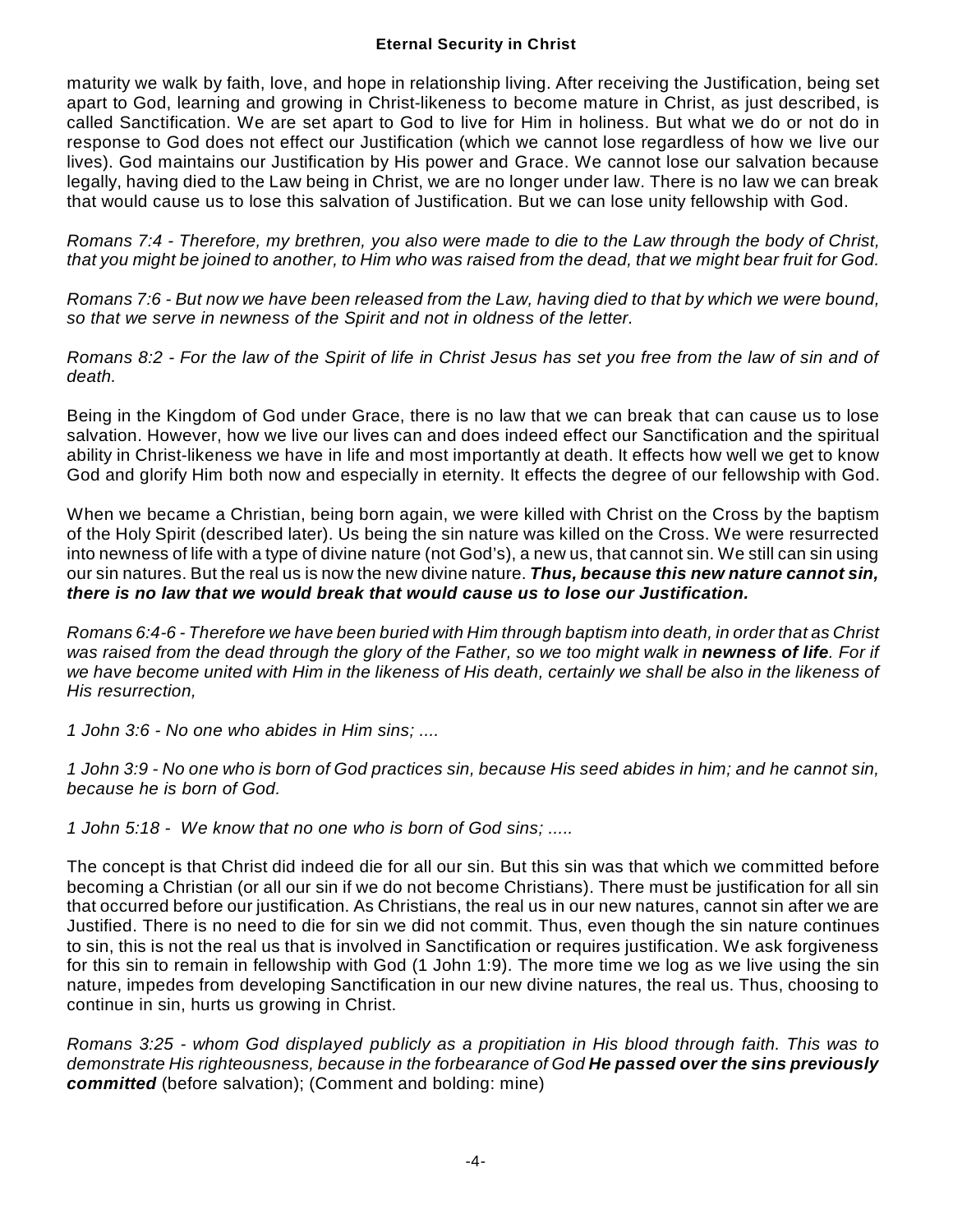maturity we walk by faith, love, and hope in relationship living. After receiving the Justification, being set apart to God, learning and growing in Christ-likeness to become mature in Christ, as just described, is called Sanctification. We are set apart to God to live for Him in holiness. But what we do or not do in response to God does not effect our Justification (which we cannot lose regardless of how we live our lives). God maintains our Justification by His power and Grace. We cannot lose our salvation because legally, having died to the Law being in Christ, we are no longer under law. There is no law we can break that would cause us to lose this salvation of Justification. But we can lose unity fellowship with God.

*Romans 7:4 - Therefore, my brethren, you also were made to die to the Law through the body of Christ, that you might be joined to another, to Him who was raised from the dead, that we might bear fruit for God.*

*Romans 7:6 - But now we have been released from the Law, having died to that by which we were bound, so that we serve in newness of the Spirit and not in oldness of the letter.*

*Romans 8:2 - For the law of the Spirit of life in Christ Jesus has set you free from the law of sin and of death.*

Being in the Kingdom of God under Grace, there is no law that we can break that can cause us to lose salvation. However, how we live our lives can and does indeed effect our Sanctification and the spiritual ability in Christ-likeness we have in life and most importantly at death. It effects how well we get to know God and glorify Him both now and especially in eternity. It effects the degree of our fellowship with God.

When we became a Christian, being born again, we were killed with Christ on the Cross by the baptism of the Holy Spirit (described later). Us being the sin nature was killed on the Cross. We were resurrected into newness of life with a type of divine nature (not God's), a new us, that cannot sin. We still can sin using our sin natures. But the real us is now the new divine nature. ***Thus, because this new nature cannot sin, there is no law that we would break that would cause us to lose our Justification.***

*Romans 6:4-6 - Therefore we have been buried with Him through baptism into death, in order that as Christ was raised from the dead through the glory of the Father, so we too might walk in **newness of life**. For if we have become united with Him in the likeness of His death, certainly we shall be also in the likeness of His resurrection,*

*1 John 3:6 - No one who abides in Him sins; ....*

*1 John 3:9 - No one who is born of God practices sin, because His seed abides in him; and he cannot sin, because he is born of God.*

*1 John 5:18 - We know that no one who is born of God sins; .....*

The concept is that Christ did indeed die for all our sin. But this sin was that which we committed before becoming a Christian (or all our sin if we do not become Christians). There must be justification for all sin that occurred before our justification. As Christians, the real us in our new natures, cannot sin after we are Justified. There is no need to die for sin we did not commit. Thus, even though the sin nature continues to sin, this is not the real us that is involved in Sanctification or requires justification. We ask forgiveness for this sin to remain in fellowship with God (1 John 1:9). The more time we log as we live using the sin nature, impedes from developing Sanctification in our new divine natures, the real us. Thus, choosing to continue in sin, hurts us growing in Christ.

*Romans 3:25 - whom God displayed publicly as a propitiation in His blood through faith. This was to demonstrate His righteousness, because in the forbearance of God **He passed over the sins previously committed*** (before salvation); (Comment and bolding: mine)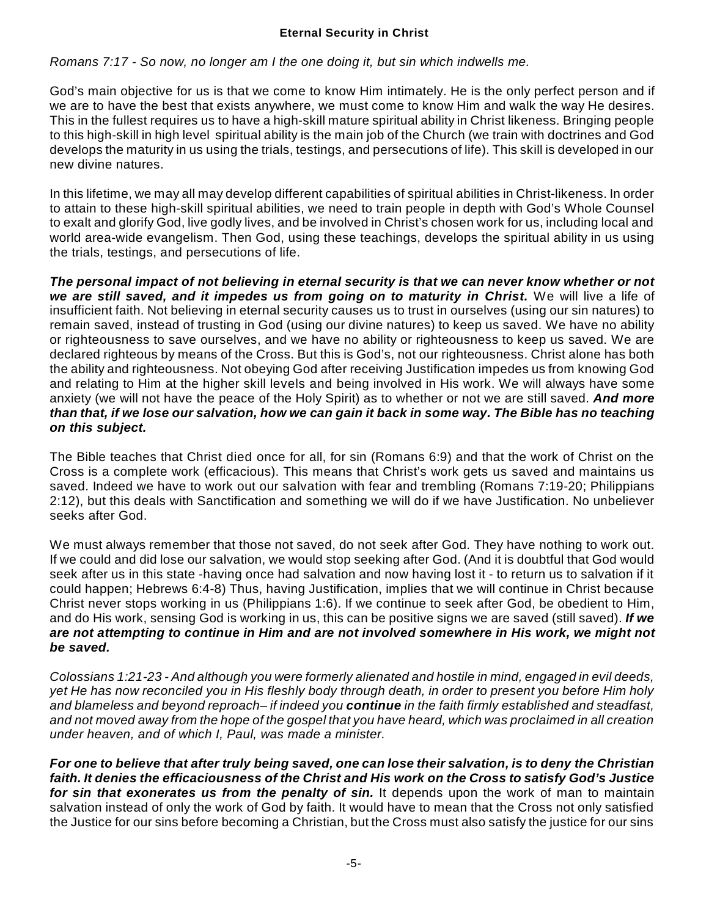**Eternal Security in Christ**

*Romans 7:17 - So now, no longer am I the one doing it, but sin which indwells me.*

God's main objective for us is that we come to know Him intimately. He is the only perfect person and if we are to have the best that exists anywhere, we must come to know Him and walk the way He desires. This in the fullest requires us to have a high-skill mature spiritual ability in Christ likeness. Bringing people to this high-skill in high level spiritual ability is the main job of the Church (we train with doctrines and God develops the maturity in us using the trials, testings, and persecutions of life). This skill is developed in our new divine natures.

In this lifetime, we may all may develop different capabilities of spiritual abilities in Christ-likeness. In order to attain to these high-skill spiritual abilities, we need to train people in depth with God's Whole Counsel to exalt and glorify God, live godly lives, and be involved in Christ's chosen work for us, including local and world area-wide evangelism. Then God, using these teachings, develops the spiritual ability in us using the trials, testings, and persecutions of life.

***The personal impact of not believing in eternal security is that we can never know whether or not we are still saved, and it impedes us from going on to maturity in Christ.*** We will live a life of insufficient faith. Not believing in eternal security causes us to trust in ourselves (using our sin natures) to remain saved, instead of trusting in God (using our divine natures) to keep us saved. We have no ability or righteousness to save ourselves, and we have no ability or righteousness to keep us saved. We are declared righteous by means of the Cross. But this is God's, not our righteousness. Christ alone has both the ability and righteousness. Not obeying God after receiving Justification impedes us from knowing God and relating to Him at the higher skill levels and being involved in His work. We will always have some anxiety (we will not have the peace of the Holy Spirit) as to whether or not we are still saved. ***And more than that, if we lose our salvation, how we can gain it back in some way. The Bible has no teaching on this subject.***

The Bible teaches that Christ died once for all, for sin (Romans 6:9) and that the work of Christ on the Cross is a complete work (efficacious). This means that Christ's work gets us saved and maintains us saved. Indeed we have to work out our salvation with fear and trembling (Romans 7:19-20; Philippians 2:12), but this deals with Sanctification and something we will do if we have Justification. No unbeliever seeks after God.

We must always remember that those not saved, do not seek after God. They have nothing to work out. If we could and did lose our salvation, we would stop seeking after God. (And it is doubtful that God would seek after us in this state -having once had salvation and now having lost it - to return us to salvation if it could happen; Hebrews 6:4-8) Thus, having Justification, implies that we will continue in Christ because Christ never stops working in us (Philippians 1:6). If we continue to seek after God, be obedient to Him, and do His work, sensing God is working in us, this can be positive signs we are saved (still saved). ***If we are not attempting to continue in Him and are not involved somewhere in His work, we might not be saved.***

*Colossians 1:21-23 - And although you were formerly alienated and hostile in mind, engaged in evil deeds, yet He has now reconciled you in His fleshly body through death, in order to present you before Him holy and blameless and beyond reproach– if indeed you **continue** in the faith firmly established and steadfast, and not moved away from the hope of the gospel that you have heard, which was proclaimed in all creation under heaven, and of which I, Paul, was made a minister.*

***For one to believe that after truly being saved, one can lose their salvation, is to deny the Christian faith. It denies the efficaciousness of the Christ and His work on the Cross to satisfy God's Justice for sin that exonerates us from the penalty of sin.*** It depends upon the work of man to maintain salvation instead of only the work of God by faith. It would have to mean that the Cross not only satisfied the Justice for our sins before becoming a Christian, but the Cross must also satisfy the justice for our sins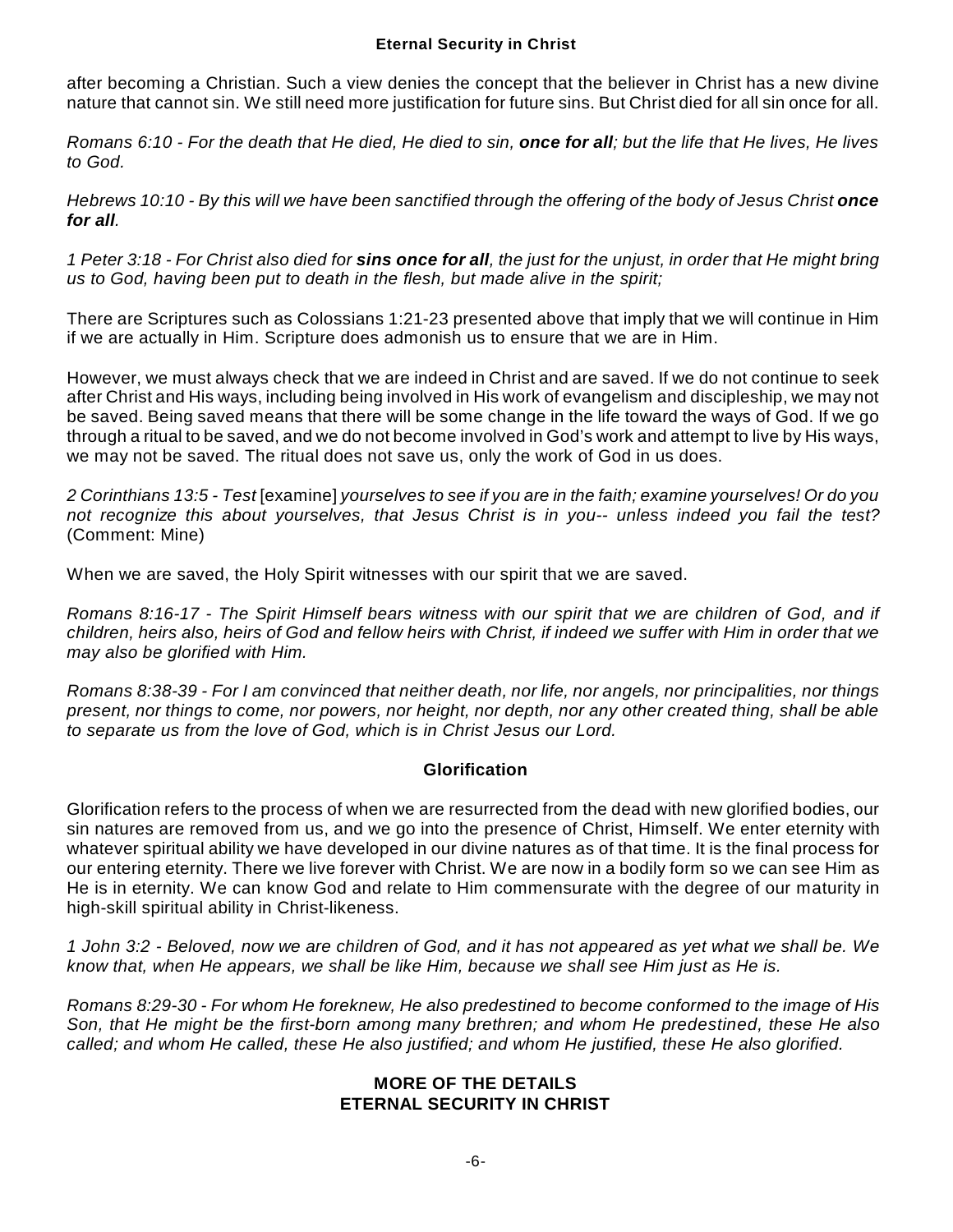after becoming a Christian. Such a view denies the concept that the believer in Christ has a new divine nature that cannot sin. We still need more justification for future sins. But Christ died for all sin once for all.

*Romans 6:10 - For the death that He died, He died to sin, **once for all**; but the life that He lives, He lives to God.*

*Hebrews 10:10 - By this will we have been sanctified through the offering of the body of Jesus Christ **once for all**.*

*1 Peter 3:18 - For Christ also died for **sins once for all**, the just for the unjust, in order that He might bring us to God, having been put to death in the flesh, but made alive in the spirit;*

There are Scriptures such as Colossians 1:21-23 presented above that imply that we will continue in Him if we are actually in Him. Scripture does admonish us to ensure that we are in Him.

However, we must always check that we are indeed in Christ and are saved. If we do not continue to seek after Christ and His ways, including being involved in His work of evangelism and discipleship, we may not be saved. Being saved means that there will be some change in the life toward the ways of God. If we go through a ritual to be saved, and we do not become involved in God's work and attempt to live by His ways, we may not be saved. The ritual does not save us, only the work of God in us does.

*2 Corinthians 13:5 - Test* [examine] *yourselves to see if you are in the faith; examine yourselves! Or do you not recognize this about yourselves, that Jesus Christ is in you-- unless indeed you fail the test?* (Comment: Mine)

When we are saved, the Holy Spirit witnesses with our spirit that we are saved.

*Romans 8:16-17 - The Spirit Himself bears witness with our spirit that we are children of God, and if children, heirs also, heirs of God and fellow heirs with Christ, if indeed we suffer with Him in order that we may also be glorified with Him.*

*Romans 8:38-39 - For I am convinced that neither death, nor life, nor angels, nor principalities, nor things present, nor things to come, nor powers, nor height, nor depth, nor any other created thing, shall be able to separate us from the love of God, which is in Christ Jesus our Lord.*

### Glorification

Glorification refers to the process of when we are resurrected from the dead with new glorified bodies, our sin natures are removed from us, and we go into the presence of Christ, Himself. We enter eternity with whatever spiritual ability we have developed in our divine natures as of that time. It is the final process for our entering eternity. There we live forever with Christ. We are now in a bodily form so we can see Him as He is in eternity. We can know God and relate to Him commensurate with the degree of our maturity in high-skill spiritual ability in Christ-likeness.

*1 John 3:2 - Beloved, now we are children of God, and it has not appeared as yet what we shall be. We know that, when He appears, we shall be like Him, because we shall see Him just as He is.*

*Romans 8:29-30 - For whom He foreknew, He also predestined to become conformed to the image of His Son, that He might be the first-born among many brethren; and whom He predestined, these He also called; and whom He called, these He also justified; and whom He justified, these He also glorified.*

## MORE OF THE DETAILS
## ETERNAL SECURITY IN CHRIST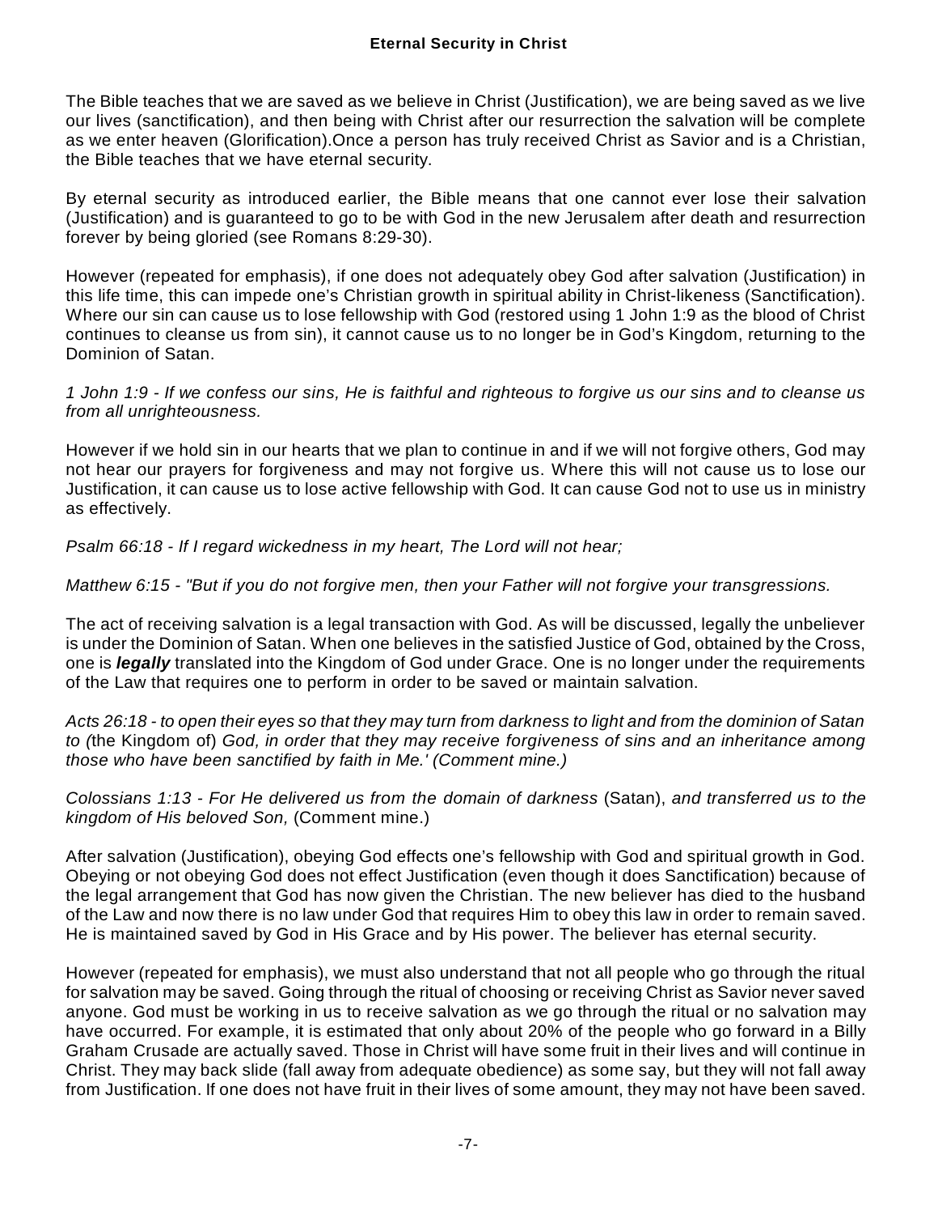The Bible teaches that we are saved as we believe in Christ (Justification), we are being saved as we live our lives (sanctification), and then being with Christ after our resurrection the salvation will be complete as we enter heaven (Glorification).Once a person has truly received Christ as Savior and is a Christian, the Bible teaches that we have eternal security.

By eternal security as introduced earlier, the Bible means that one cannot ever lose their salvation (Justification) and is guaranteed to go to be with God in the new Jerusalem after death and resurrection forever by being gloried (see Romans 8:29-30).

However (repeated for emphasis), if one does not adequately obey God after salvation (Justification) in this life time, this can impede one's Christian growth in spiritual ability in Christ-likeness (Sanctification). Where our sin can cause us to lose fellowship with God (restored using 1 John 1:9 as the blood of Christ continues to cleanse us from sin), it cannot cause us to no longer be in God's Kingdom, returning to the Dominion of Satan.

*1 John 1:9 - If we confess our sins, He is faithful and righteous to forgive us our sins and to cleanse us from all unrighteousness.*

However if we hold sin in our hearts that we plan to continue in and if we will not forgive others, God may not hear our prayers for forgiveness and may not forgive us. Where this will not cause us to lose our Justification, it can cause us to lose active fellowship with God. It can cause God not to use us in ministry as effectively.

*Psalm 66:18 - If I regard wickedness in my heart, The Lord will not hear;*

*Matthew 6:15 - "But if you do not forgive men, then your Father will not forgive your transgressions.*

The act of receiving salvation is a legal transaction with God. As will be discussed, legally the unbeliever is under the Dominion of Satan. When one believes in the satisfied Justice of God, obtained by the Cross, one is ***legally*** translated into the Kingdom of God under Grace. One is no longer under the requirements of the Law that requires one to perform in order to be saved or maintain salvation.

*Acts 26:18 - to open their eyes so that they may turn from darkness to light and from the dominion of Satan to (*the Kingdom of) *God, in order that they may receive forgiveness of sins and an inheritance among those who have been sanctified by faith in Me.' (Comment mine.)*

*Colossians 1:13 - For He delivered us from the domain of darkness* (Satan), *and transferred us to the kingdom of His beloved Son,* (Comment mine.)

After salvation (Justification), obeying God effects one's fellowship with God and spiritual growth in God. Obeying or not obeying God does not effect Justification (even though it does Sanctification) because of the legal arrangement that God has now given the Christian. The new believer has died to the husband of the Law and now there is no law under God that requires Him to obey this law in order to remain saved. He is maintained saved by God in His Grace and by His power. The believer has eternal security.

However (repeated for emphasis), we must also understand that not all people who go through the ritual for salvation may be saved. Going through the ritual of choosing or receiving Christ as Savior never saved anyone. God must be working in us to receive salvation as we go through the ritual or no salvation may have occurred. For example, it is estimated that only about 20% of the people who go forward in a Billy Graham Crusade are actually saved. Those in Christ will have some fruit in their lives and will continue in Christ. They may back slide (fall away from adequate obedience) as some say, but they will not fall away from Justification. If one does not have fruit in their lives of some amount, they may not have been saved.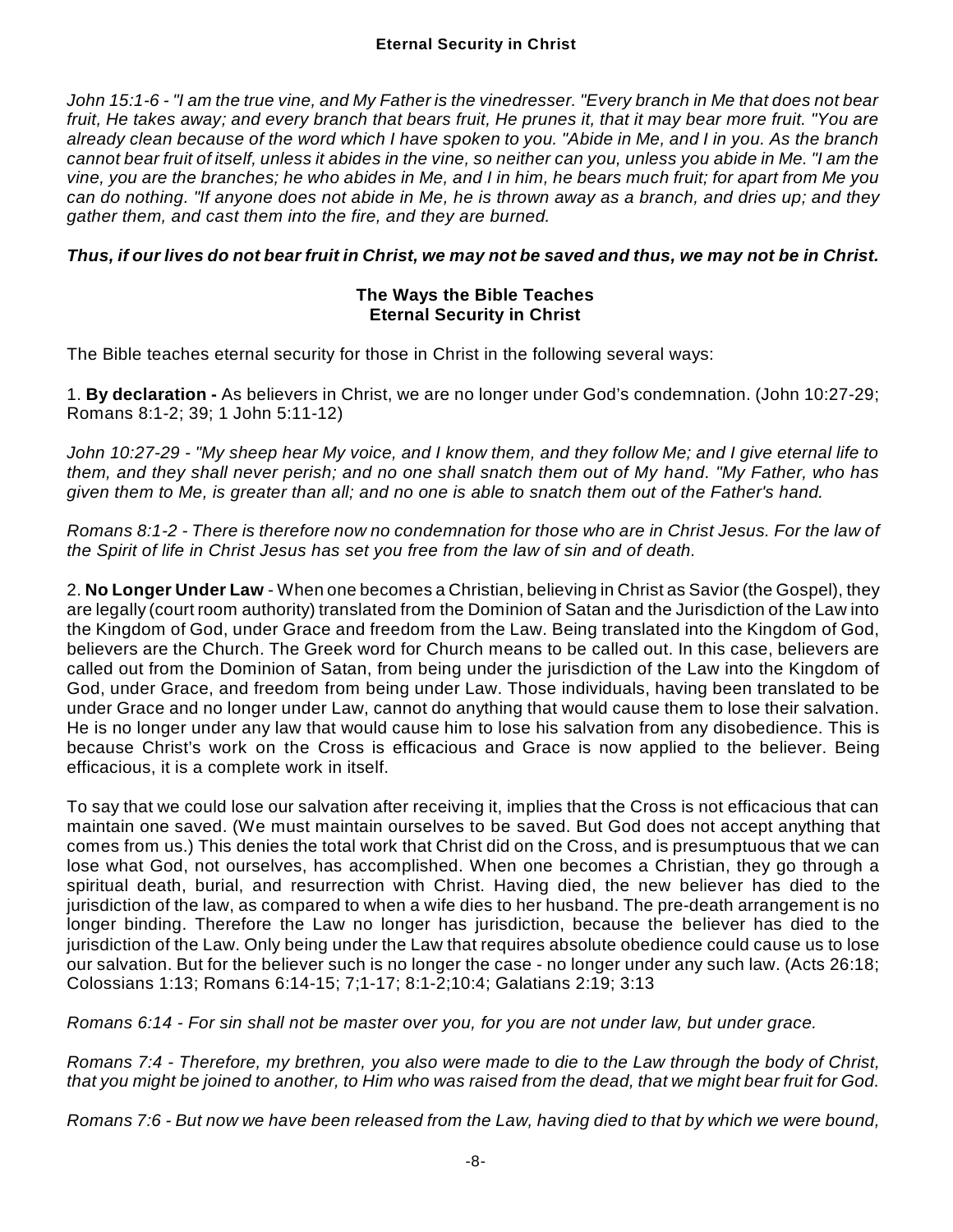*John 15:1-6 - "I am the true vine, and My Father is the vinedresser. "Every branch in Me that does not bear fruit, He takes away; and every branch that bears fruit, He prunes it, that it may bear more fruit. "You are already clean because of the word which I have spoken to you. "Abide in Me, and I in you. As the branch cannot bear fruit of itself, unless it abides in the vine, so neither can you, unless you abide in Me. "I am the vine, you are the branches; he who abides in Me, and I in him, he bears much fruit; for apart from Me you can do nothing. "If anyone does not abide in Me, he is thrown away as a branch, and dries up; and they gather them, and cast them into the fire, and they are burned.*

***Thus, if our lives do not bear fruit in Christ, we may not be saved and thus, we may not be in Christ.***

### The Ways the Bible Teaches Eternal Security in Christ

The Bible teaches eternal security for those in Christ in the following several ways:

1. **By declaration -** As believers in Christ, we are no longer under God's condemnation. (John 10:27-29; Romans 8:1-2; 39; 1 John 5:11-12)

*John 10:27-29 - "My sheep hear My voice, and I know them, and they follow Me; and I give eternal life to them, and they shall never perish; and no one shall snatch them out of My hand. "My Father, who has given them to Me, is greater than all; and no one is able to snatch them out of the Father's hand.*

*Romans 8:1-2 - There is therefore now no condemnation for those who are in Christ Jesus. For the law of the Spirit of life in Christ Jesus has set you free from the law of sin and of death.*

2. **No Longer Under Law** - When one becomes a Christian, believing in Christ as Savior (the Gospel), they are legally (court room authority) translated from the Dominion of Satan and the Jurisdiction of the Law into the Kingdom of God, under Grace and freedom from the Law. Being translated into the Kingdom of God, believers are the Church. The Greek word for Church means to be called out. In this case, believers are called out from the Dominion of Satan, from being under the jurisdiction of the Law into the Kingdom of God, under Grace, and freedom from being under Law. Those individuals, having been translated to be under Grace and no longer under Law, cannot do anything that would cause them to lose their salvation. He is no longer under any law that would cause him to lose his salvation from any disobedience. This is because Christ's work on the Cross is efficacious and Grace is now applied to the believer. Being efficacious, it is a complete work in itself.

To say that we could lose our salvation after receiving it, implies that the Cross is not efficacious that can maintain one saved. (We must maintain ourselves to be saved. But God does not accept anything that comes from us.) This denies the total work that Christ did on the Cross, and is presumptuous that we can lose what God, not ourselves, has accomplished. When one becomes a Christian, they go through a spiritual death, burial, and resurrection with Christ. Having died, the new believer has died to the jurisdiction of the law, as compared to when a wife dies to her husband. The pre-death arrangement is no longer binding. Therefore the Law no longer has jurisdiction, because the believer has died to the jurisdiction of the Law. Only being under the Law that requires absolute obedience could cause us to lose our salvation. But for the believer such is no longer the case - no longer under any such law. (Acts 26:18; Colossians 1:13; Romans 6:14-15; 7;1-17; 8:1-2;10:4; Galatians 2:19; 3:13

*Romans 6:14 - For sin shall not be master over you, for you are not under law, but under grace.*

*Romans 7:4 - Therefore, my brethren, you also were made to die to the Law through the body of Christ, that you might be joined to another, to Him who was raised from the dead, that we might bear fruit for God.*

*Romans 7:6 - But now we have been released from the Law, having died to that by which we were bound,*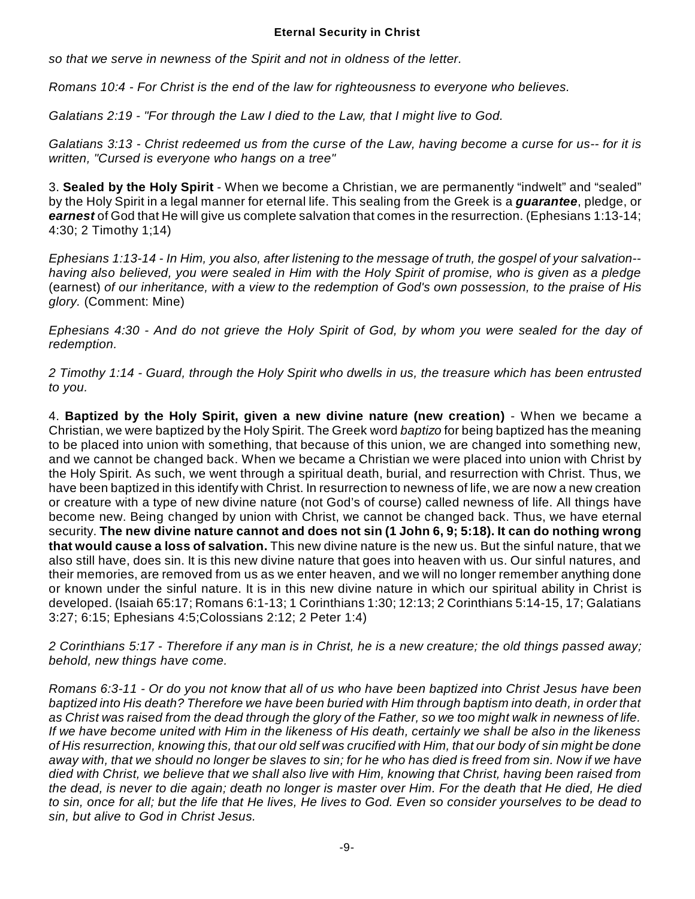*so that we serve in newness of the Spirit and not in oldness of the letter.*

*Romans 10:4 - For Christ is the end of the law for righteousness to everyone who believes.*

*Galatians 2:19 - "For through the Law I died to the Law, that I might live to God.*

*Galatians 3:13 - Christ redeemed us from the curse of the Law, having become a curse for us-- for it is written, "Cursed is everyone who hangs on a tree"*

3. **Sealed by the Holy Spirit** - When we become a Christian, we are permanently "indwelt" and "sealed" by the Holy Spirit in a legal manner for eternal life. This sealing from the Greek is a ***guarantee***, pledge, or ***earnest*** of God that He will give us complete salvation that comes in the resurrection. (Ephesians 1:13-14; 4:30; 2 Timothy 1;14)

*Ephesians 1:13-14 - In Him, you also, after listening to the message of truth, the gospel of your salvation-- having also believed, you were sealed in Him with the Holy Spirit of promise, who is given as a pledge* (earnest) *of our inheritance, with a view to the redemption of God's own possession, to the praise of His glory.* (Comment: Mine)

*Ephesians 4:30 - And do not grieve the Holy Spirit of God, by whom you were sealed for the day of redemption.*

*2 Timothy 1:14 - Guard, through the Holy Spirit who dwells in us, the treasure which has been entrusted to you.*

4. **Baptized by the Holy Spirit, given a new divine nature (new creation)** - When we became a Christian, we were baptized by the Holy Spirit. The Greek word *baptizo* for being baptized has the meaning to be placed into union with something, that because of this union, we are changed into something new, and we cannot be changed back. When we became a Christian we were placed into union with Christ by the Holy Spirit. As such, we went through a spiritual death, burial, and resurrection with Christ. Thus, we have been baptized in this identify with Christ. In resurrection to newness of life, we are now a new creation or creature with a type of new divine nature (not God's of course) called newness of life. All things have become new. Being changed by union with Christ, we cannot be changed back. Thus, we have eternal security. **The new divine nature cannot and does not sin (1 John 6, 9; 5:18). It can do nothing wrong that would cause a loss of salvation.** This new divine nature is the new us. But the sinful nature, that we also still have, does sin. It is this new divine nature that goes into heaven with us. Our sinful natures, and their memories, are removed from us as we enter heaven, and we will no longer remember anything done or known under the sinful nature. It is in this new divine nature in which our spiritual ability in Christ is developed. (Isaiah 65:17; Romans 6:1-13; 1 Corinthians 1:30; 12:13; 2 Corinthians 5:14-15, 17; Galatians 3:27; 6:15; Ephesians 4:5;Colossians 2:12; 2 Peter 1:4)

*2 Corinthians 5:17 - Therefore if any man is in Christ, he is a new creature; the old things passed away; behold, new things have come.*

*Romans 6:3-11 - Or do you not know that all of us who have been baptized into Christ Jesus have been baptized into His death? Therefore we have been buried with Him through baptism into death, in order that as Christ was raised from the dead through the glory of the Father, so we too might walk in newness of life. If we have become united with Him in the likeness of His death, certainly we shall be also in the likeness of His resurrection, knowing this, that our old self was crucified with Him, that our body of sin might be done away with, that we should no longer be slaves to sin; for he who has died is freed from sin. Now if we have died with Christ, we believe that we shall also live with Him, knowing that Christ, having been raised from the dead, is never to die again; death no longer is master over Him. For the death that He died, He died to sin, once for all; but the life that He lives, He lives to God. Even so consider yourselves to be dead to sin, but alive to God in Christ Jesus.*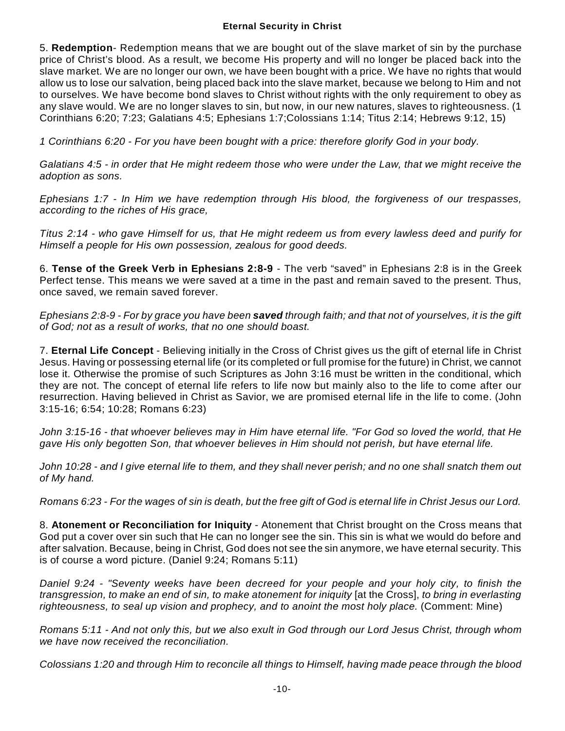5. **Redemption**- Redemption means that we are bought out of the slave market of sin by the purchase price of Christ's blood. As a result, we become His property and will no longer be placed back into the slave market. We are no longer our own, we have been bought with a price. We have no rights that would allow us to lose our salvation, being placed back into the slave market, because we belong to Him and not to ourselves. We have become bond slaves to Christ without rights with the only requirement to obey as any slave would. We are no longer slaves to sin, but now, in our new natures, slaves to righteousness. (1 Corinthians 6:20; 7:23; Galatians 4:5; Ephesians 1:7;Colossians 1:14; Titus 2:14; Hebrews 9:12, 15)

*1 Corinthians 6:20 - For you have been bought with a price: therefore glorify God in your body.*

*Galatians 4:5 - in order that He might redeem those who were under the Law, that we might receive the adoption as sons.*

*Ephesians 1:7 - In Him we have redemption through His blood, the forgiveness of our trespasses, according to the riches of His grace,*

*Titus 2:14 - who gave Himself for us, that He might redeem us from every lawless deed and purify for Himself a people for His own possession, zealous for good deeds.*

6. **Tense of the Greek Verb in Ephesians 2:8-9** - The verb "saved" in Ephesians 2:8 is in the Greek Perfect tense. This means we were saved at a time in the past and remain saved to the present. Thus, once saved, we remain saved forever.

*Ephesians 2:8-9 - For by grace you have been* ***saved*** *through faith; and that not of yourselves, it is the gift of God; not as a result of works, that no one should boast.*

7. **Eternal Life Concept** - Believing initially in the Cross of Christ gives us the gift of eternal life in Christ Jesus. Having or possessing eternal life (or its completed or full promise for the future) in Christ, we cannot lose it. Otherwise the promise of such Scriptures as John 3:16 must be written in the conditional, which they are not. The concept of eternal life refers to life now but mainly also to the life to come after our resurrection. Having believed in Christ as Savior, we are promised eternal life in the life to come. (John 3:15-16; 6:54; 10:28; Romans 6:23)

*John 3:15-16 - that whoever believes may in Him have eternal life. "For God so loved the world, that He gave His only begotten Son, that whoever believes in Him should not perish, but have eternal life.*

*John 10:28 - and I give eternal life to them, and they shall never perish; and no one shall snatch them out of My hand.*

*Romans 6:23 - For the wages of sin is death, but the free gift of God is eternal life in Christ Jesus our Lord.*

8. **Atonement or Reconciliation for Iniquity** - Atonement that Christ brought on the Cross means that God put a cover over sin such that He can no longer see the sin. This sin is what we would do before and after salvation. Because, being in Christ, God does not see the sin anymore, we have eternal security. This is of course a word picture. (Daniel 9:24; Romans 5:11)

*Daniel 9:24 - "Seventy weeks have been decreed for your people and your holy city, to finish the transgression, to make an end of sin, to make atonement for iniquity* [at the Cross], *to bring in everlasting righteousness, to seal up vision and prophecy, and to anoint the most holy place.* (Comment: Mine)

*Romans 5:11 - And not only this, but we also exult in God through our Lord Jesus Christ, through whom we have now received the reconciliation.*

*Colossians 1:20 and through Him to reconcile all things to Himself, having made peace through the blood*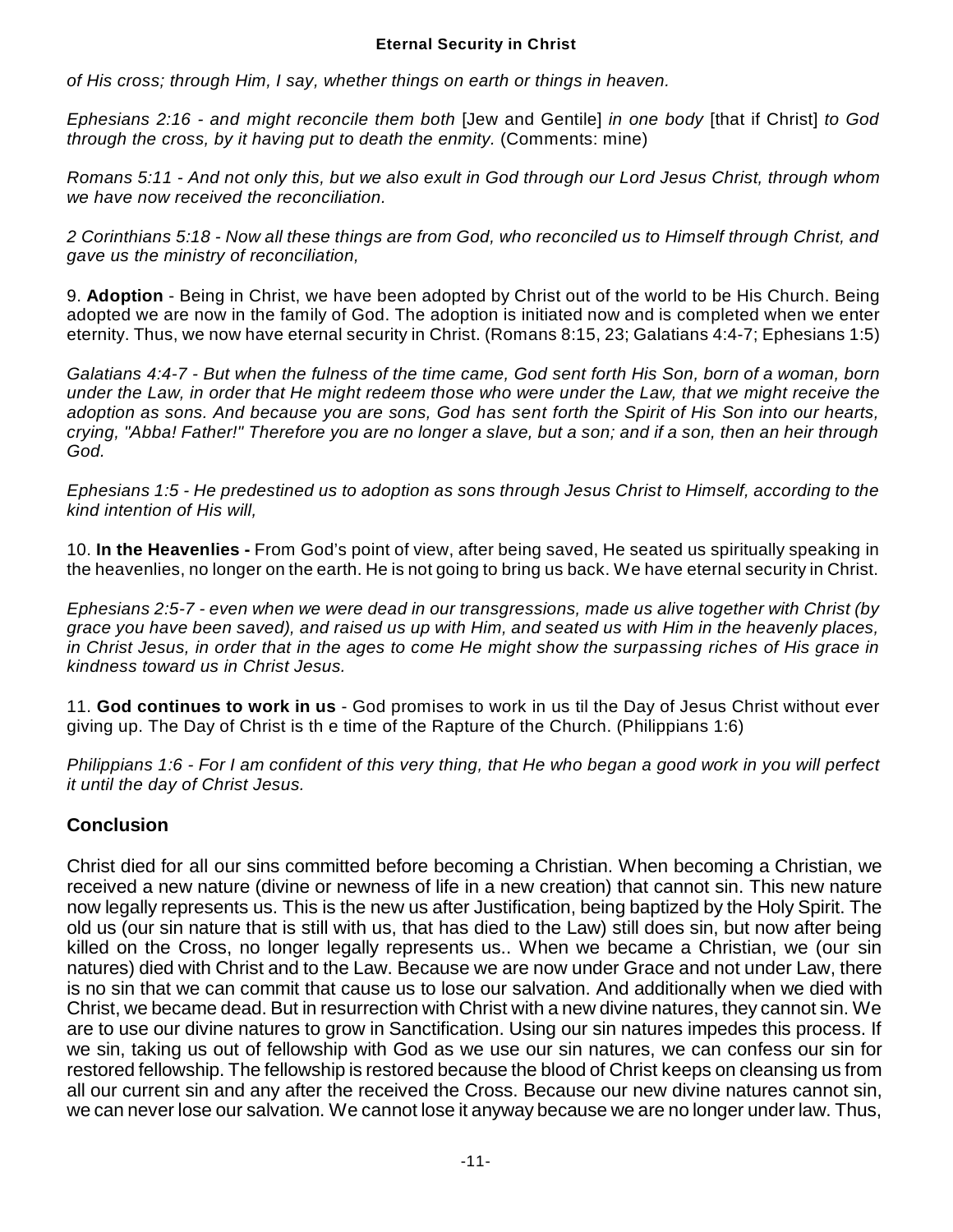*of His cross; through Him, I say, whether things on earth or things in heaven.*

*Ephesians 2:16 - and might reconcile them both* [Jew and Gentile] *in one body* [that if Christ] *to God through the cross, by it having put to death the enmity.* (Comments: mine)

*Romans 5:11 - And not only this, but we also exult in God through our Lord Jesus Christ, through whom we have now received the reconciliation.*

*2 Corinthians 5:18 - Now all these things are from God, who reconciled us to Himself through Christ, and gave us the ministry of reconciliation,*

9. **Adoption** - Being in Christ, we have been adopted by Christ out of the world to be His Church. Being adopted we are now in the family of God. The adoption is initiated now and is completed when we enter eternity. Thus, we now have eternal security in Christ. (Romans 8:15, 23; Galatians 4:4-7; Ephesians 1:5)

*Galatians 4:4-7 - But when the fulness of the time came, God sent forth His Son, born of a woman, born under the Law, in order that He might redeem those who were under the Law, that we might receive the adoption as sons. And because you are sons, God has sent forth the Spirit of His Son into our hearts, crying, "Abba! Father!" Therefore you are no longer a slave, but a son; and if a son, then an heir through God.*

*Ephesians 1:5 - He predestined us to adoption as sons through Jesus Christ to Himself, according to the kind intention of His will,*

10. **In the Heavenlies -** From God's point of view, after being saved, He seated us spiritually speaking in the heavenlies, no longer on the earth. He is not going to bring us back. We have eternal security in Christ.

*Ephesians 2:5-7 - even when we were dead in our transgressions, made us alive together with Christ (by grace you have been saved), and raised us up with Him, and seated us with Him in the heavenly places, in Christ Jesus, in order that in the ages to come He might show the surpassing riches of His grace in kindness toward us in Christ Jesus.*

11. **God continues to work in us** - God promises to work in us til the Day of Jesus Christ without ever giving up. The Day of Christ is th e time of the Rapture of the Church. (Philippians 1:6)

*Philippians 1:6 - For I am confident of this very thing, that He who began a good work in you will perfect it until the day of Christ Jesus.*

## Conclusion

Christ died for all our sins committed before becoming a Christian. When becoming a Christian, we received a new nature (divine or newness of life in a new creation) that cannot sin. This new nature now legally represents us. This is the new us after Justification, being baptized by the Holy Spirit. The old us (our sin nature that is still with us, that has died to the Law) still does sin, but now after being killed on the Cross, no longer legally represents us.. When we became a Christian, we (our sin natures) died with Christ and to the Law. Because we are now under Grace and not under Law, there is no sin that we can commit that cause us to lose our salvation. And additionally when we died with Christ, we became dead. But in resurrection with Christ with a new divine natures, they cannot sin. We are to use our divine natures to grow in Sanctification. Using our sin natures impedes this process. If we sin, taking us out of fellowship with God as we use our sin natures, we can confess our sin for restored fellowship. The fellowship is restored because the blood of Christ keeps on cleansing us from all our current sin and any after the received the Cross. Because our new divine natures cannot sin, we can never lose our salvation. We cannot lose it anyway because we are no longer under law. Thus,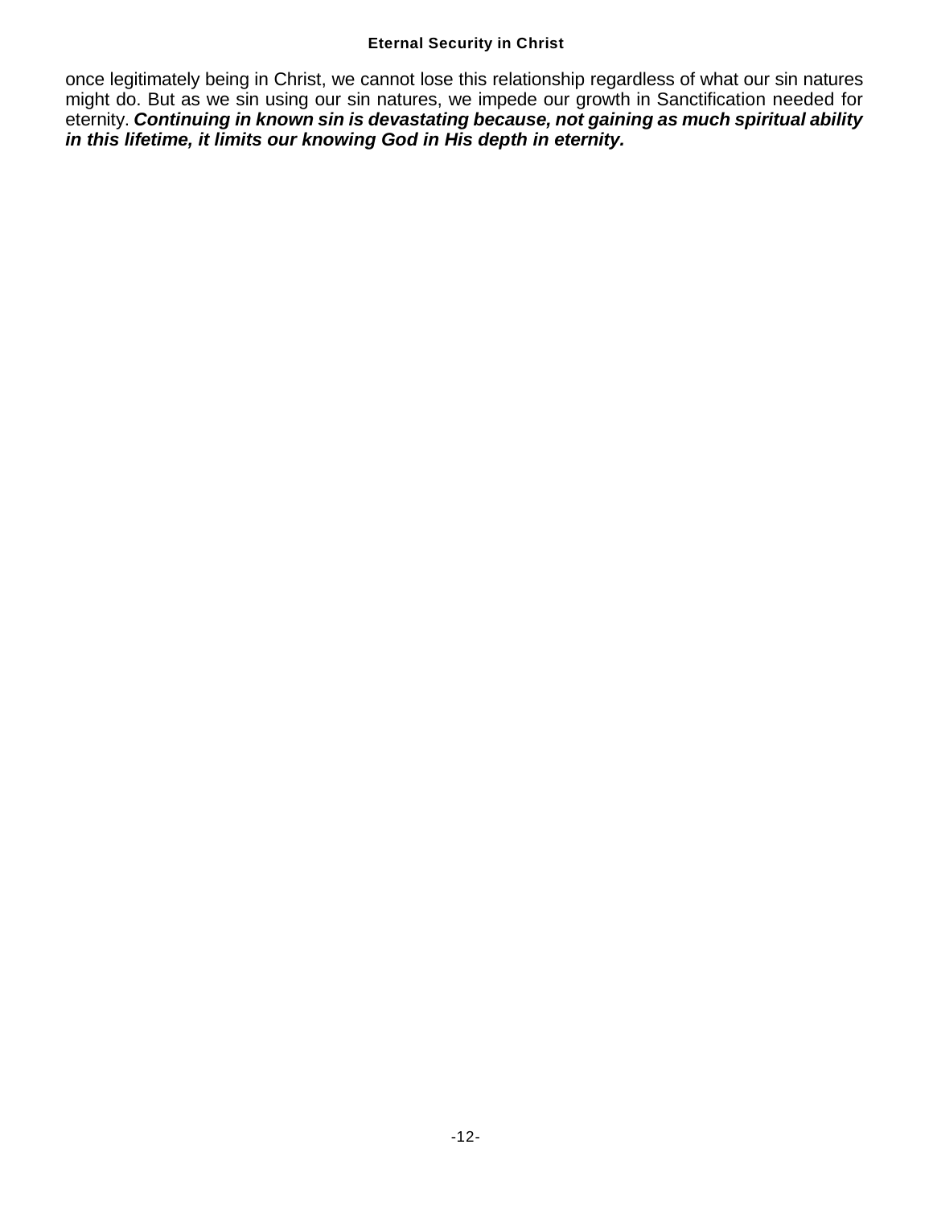once legitimately being in Christ, we cannot lose this relationship regardless of what our sin natures might do. But as we sin using our sin natures, we impede our growth in Sanctification needed for eternity. ***Continuing in known sin is devastating because, not gaining as much spiritual ability in this lifetime, it limits our knowing God in His depth in eternity.***